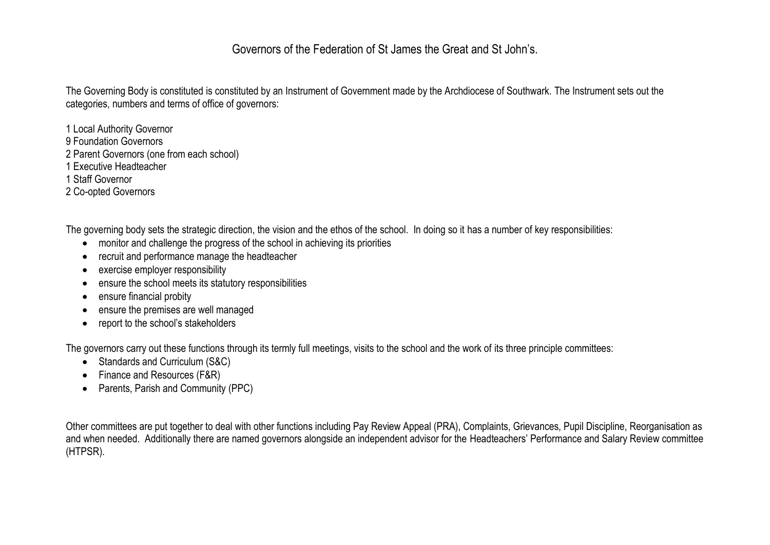# Governors of the Federation of St James the Great and St John's.

The Governing Body is constituted is constituted by an Instrument of Government made by the Archdiocese of Southwark. The Instrument sets out the categories, numbers and terms of office of governors:

1 Local Authority Governor
9 Foundation Governors
2 Parent Governors (one from each school)
1 Executive Headteacher
1 Staff Governor
2 Co-opted Governors

The governing body sets the strategic direction, the vision and the ethos of the school. In doing so it has a number of key responsibilities:

- monitor and challenge the progress of the school in achieving its priorities
- recruit and performance manage the headteacher
- exercise employer responsibility
- ensure the school meets its statutory responsibilities
- ensure financial probity
- ensure the premises are well managed
- report to the school's stakeholders

The governors carry out these functions through its termly full meetings, visits to the school and the work of its three principle committees:

- Standards and Curriculum (S&C)
- Finance and Resources (F&R)
- Parents, Parish and Community (PPC)

Other committees are put together to deal with other functions including Pay Review Appeal (PRA), Complaints, Grievances, Pupil Discipline, Reorganisation as and when needed. Additionally there are named governors alongside an independent advisor for the Headteachers' Performance and Salary Review committee (HTPSR).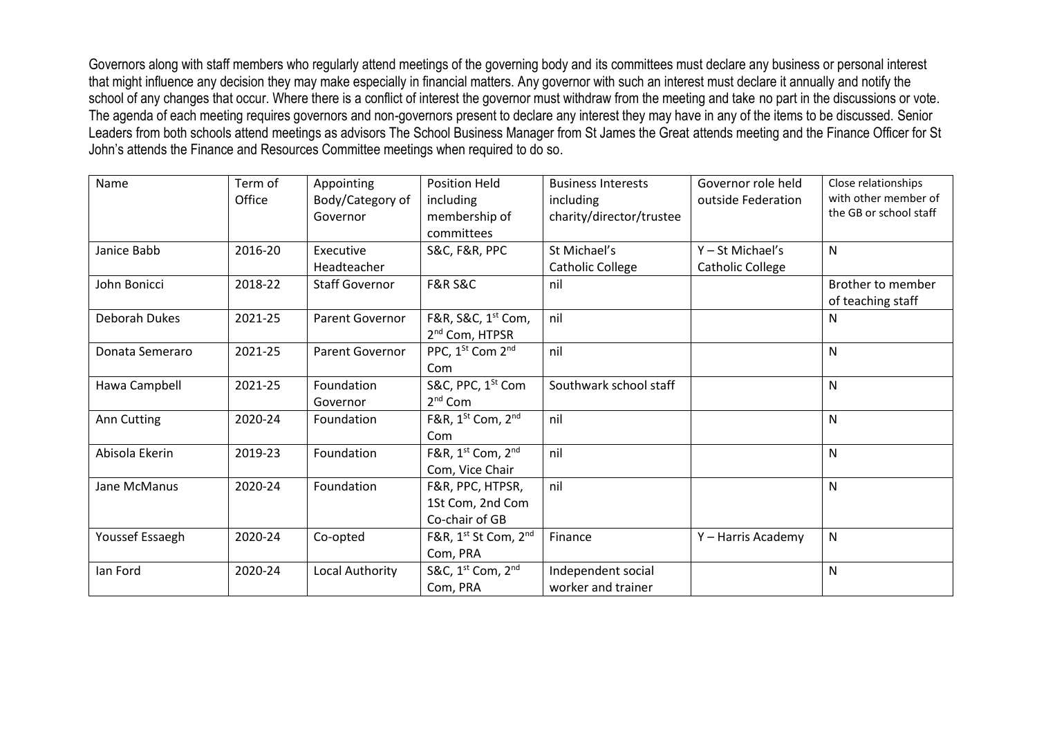Governors along with staff members who regularly attend meetings of the governing body and its committees must declare any business or personal interest that might influence any decision they may make especially in financial matters. Any governor with such an interest must declare it annually and notify the school of any changes that occur. Where there is a conflict of interest the governor must withdraw from the meeting and take no part in the discussions or vote. The agenda of each meeting requires governors and non-governors present to declare any interest they may have in any of the items to be discussed. Senior Leaders from both schools attend meetings as advisors The School Business Manager from St James the Great attends meeting and the Finance Officer for St John's attends the Finance and Resources Committee meetings when required to do so.

| Name | Term of Office | Appointing Body/Category of Governor | Position Held including membership of committees | Business Interests including charity/director/trustee | Governor role held outside Federation | Close relationships with other member of the GB or school staff |
|---|---|---|---|---|---|---|
| Janice Babb | 2016-20 | Executive Headteacher | S&C, F&R, PPC | St Michael's Catholic College | Y – St Michael's Catholic College | N |
| John Bonicci | 2018-22 | Staff Governor | F&R S&C | nil | | Brother to member of teaching staff |
| Deborah Dukes | 2021-25 | Parent Governor | F&R, S&C, 1st Com, 2nd Com, HTPSR | nil | | N |
| Donata Semeraro | 2021-25 | Parent Governor | PPC, 1St Com 2nd Com | nil | | N |
| Hawa Campbell | 2021-25 | Foundation Governor | S&C, PPC, 1St Com 2nd Com | Southwark school staff | | N |
| Ann Cutting | 2020-24 | Foundation | F&R, 1St Com, 2nd Com | nil | | N |
| Abisola Ekerin | 2019-23 | Foundation | F&R, 1st Com, 2nd Com, Vice Chair | nil | | N |
| Jane McManus | 2020-24 | Foundation | F&R, PPC, HTPSR, 1St Com, 2nd Com Co-chair of GB | nil | | N |
| Youssef Essaegh | 2020-24 | Co-opted | F&R, 1st St Com, 2nd Com, PRA | Finance | Y – Harris Academy | N |
| Ian Ford | 2020-24 | Local Authority | S&C, 1st Com, 2nd Com, PRA | Independent social worker and trainer | | N |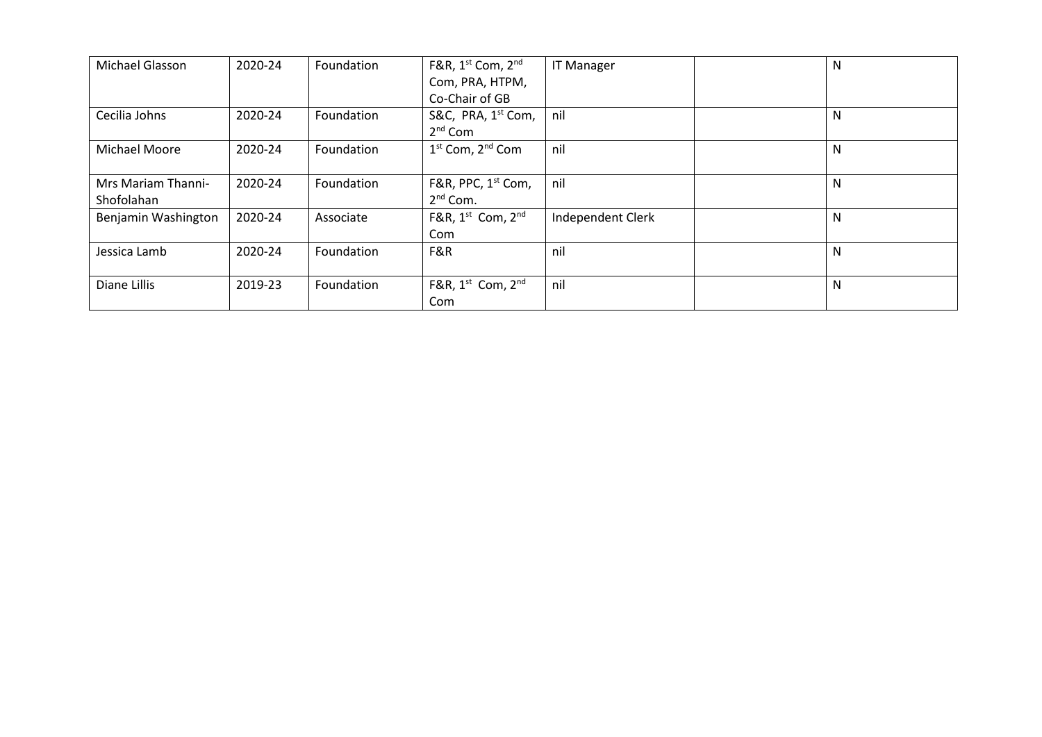| | | | | | | |
|---|---|---|---|---|---|---|
| Michael Glasson | 2020-24 | Foundation | F&R, 1st Com, 2nd Com, PRA, HTPM, Co-Chair of GB | IT Manager | | N |
| Cecilia Johns | 2020-24 | Foundation | S&C, PRA, 1st Com, 2nd Com | nil | | N |
| Michael Moore | 2020-24 | Foundation | 1st Com, 2nd Com | nil | | N |
| Mrs Mariam Thanni-Shofolahan | 2020-24 | Foundation | F&R, PPC, 1st Com, 2nd Com. | nil | | N |
| Benjamin Washington | 2020-24 | Associate | F&R, 1st Com, 2nd Com | Independent Clerk | | N |
| Jessica Lamb | 2020-24 | Foundation | F&R | nil | | N |
| Diane Lillis | 2019-23 | Foundation | F&R, 1st Com, 2nd Com | nil | | N |